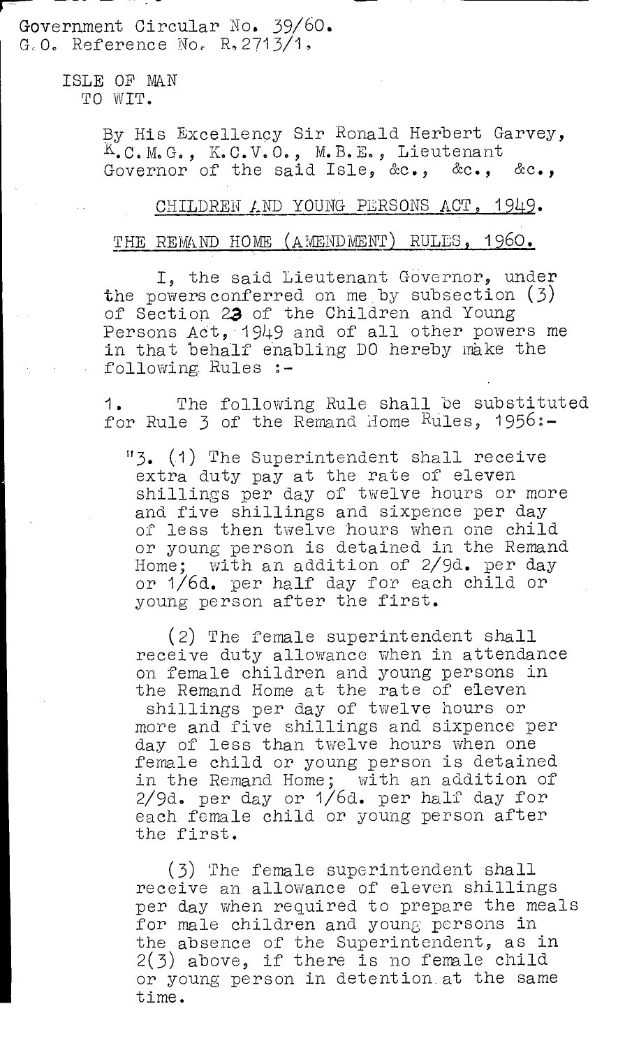Government Circular No. 39/60.
G.O. Reference No. R.2713/1.

ISLE OF MAN
TO WIT.

By His Excellency Sir Ronald Herbert Garvey, K.C.M.G., K.C.V.O., M.B.E., Lieutenant Governor of the said Isle, &c., &c., &c.,

## CHILDREN AND YOUNG PERSONS ACT, 1949.

## THE REMAND HOME (AMENDMENT) RULES, 1960.

I, the said Lieutenant Governor, under the powers conferred on me by subsection (3) of Section 23 of the Children and Young Persons Act, 1949 and of all other powers me in that behalf enabling DO hereby make the following Rules :-

1. The following Rule shall be substituted for Rule 3 of the Remand Home Rules, 1956:-

"3. (1) The Superintendent shall receive extra duty pay at the rate of eleven shillings per day of twelve hours or more and five shillings and sixpence per day of less then twelve hours when one child or young person is detained in the Remand Home; with an addition of 2/9d. per day or 1/6d. per half day for each child or young person after the first.

(2) The female superintendent shall receive duty allowance when in attendance on female children and young persons in the Remand Home at the rate of eleven shillings per day of twelve hours or more and five shillings and sixpence per day of less than twelve hours when one female child or young person is detained in the Remand Home; with an addition of 2/9d. per day or 1/6d. per half day for each female child or young person after the first.

(3) The female superintendent shall receive an allowance of eleven shillings per day when required to prepare the meals for male children and young persons in the absence of the Superintendent, as in 2(3) above, if there is no female child or young person in detention at the same time.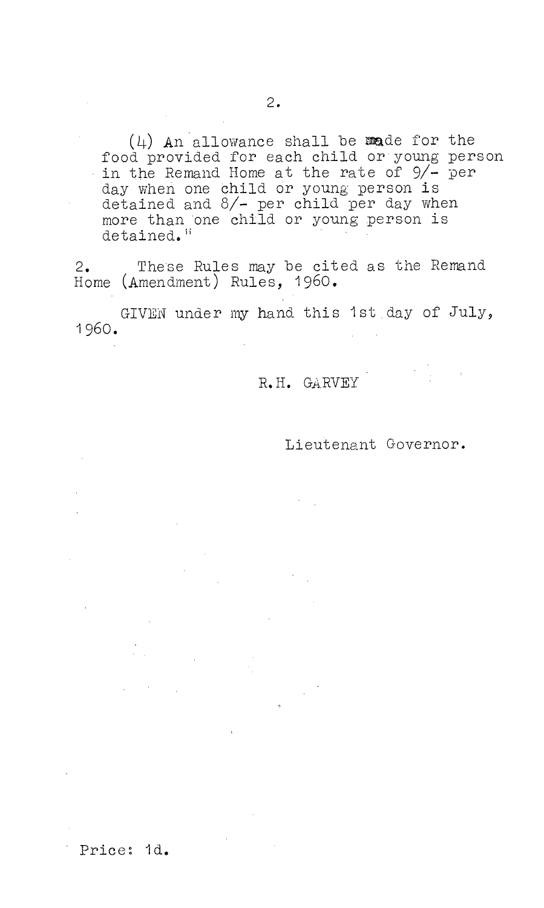(4) An allowance shall be made for the food provided for each child or young person in the Remand Home at the rate of 9/- per day when one child or young person is detained and 8/- per child per day when more than one child or young person is detained."

2. These Rules may be cited as the Remand Home (Amendment) Rules, 1960.

GIVEN under my hand this 1st day of July, 1960.

R.H. GARVEY

Lieutenant Governor.

Price: 1d.